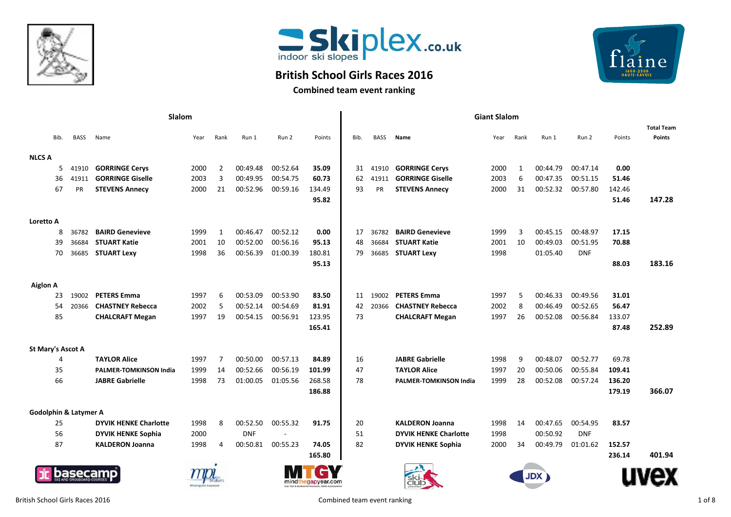# British School Girls Races 2016

## Combined team event ranking

| Slalom | | | | | | | | | Giant Slalom | | | | | | | | | |
|---|---|---|---|---|---|---|---|---|---|---|---|---|---|---|---|---|---|---|
| Bib. | BASS | Name | Year | Rank | Run 1 | Run 2 | Points | Bib. | BASS | Name | Year | Rank | Run 1 | Run 2 | Points | Total Team Points |
| **NLCS A** | | | | | | | | | | | | | | | | |
| 5 | 41910 | **GORRINGE Cerys** | 2000 | 2 | 00:49.48 | 00:52.64 | **35.09** | 31 | 41910 | **GORRINGE Cerys** | 2000 | 1 | 00:44.79 | 00:47.14 | **0.00** | |
| 36 | 41911 | **GORRINGE Giselle** | 2003 | 3 | 00:49.95 | 00:54.75 | **60.73** | 62 | 41911 | **GORRINGE Giselle** | 2003 | 6 | 00:47.35 | 00:51.15 | **51.46** | |
| 67 | PR | **STEVENS Annecy** | 2000 | 21 | 00:52.96 | 00:59.16 | 134.49 | 93 | PR | **STEVENS Annecy** | 2000 | 31 | 00:52.32 | 00:57.80 | 142.46 | |
| | | | | | | | **95.82** | | | | | | | | **51.46** | **147.28** |
| **Loretto A** | | | | | | | | | | | | | | | | |
| 8 | 36782 | **BAIRD Genevieve** | 1999 | 1 | 00:46.47 | 00:52.12 | **0.00** | 17 | 36782 | **BAIRD Genevieve** | 1999 | 3 | 00:45.15 | 00:48.97 | **17.15** | |
| 39 | 36684 | **STUART Katie** | 2001 | 10 | 00:52.00 | 00:56.16 | **95.13** | 48 | 36684 | **STUART Katie** | 2001 | 10 | 00:49.03 | 00:51.95 | **70.88** | |
| 70 | 36685 | **STUART Lexy** | 1998 | 36 | 00:56.39 | 01:00.39 | 180.81 | 79 | 36685 | **STUART Lexy** | 1998 | | 01:05.40 | DNF | | |
| | | | | | | | **95.13** | | | | | | | | **88.03** | **183.16** |
| **Aiglon A** | | | | | | | | | | | | | | | | |
| 23 | 19002 | **PETERS Emma** | 1997 | 6 | 00:53.09 | 00:53.90 | **83.50** | 11 | 19002 | **PETERS Emma** | 1997 | 5 | 00:46.33 | 00:49.56 | **31.01** | |
| 54 | 20366 | **CHASTNEY Rebecca** | 2002 | 5 | 00:52.14 | 00:54.69 | **81.91** | 42 | 20366 | **CHASTNEY Rebecca** | 2002 | 8 | 00:46.49 | 00:52.65 | **56.47** | |
| 85 | | **CHALCRAFT Megan** | 1997 | 19 | 00:54.15 | 00:56.91 | 123.95 | 73 | | **CHALCRAFT Megan** | 1997 | 26 | 00:52.08 | 00:56.84 | 133.07 | |
| | | | | | | | **165.41** | | | | | | | | **87.48** | **252.89** |
| **St Mary's Ascot A** | | | | | | | | | | | | | | | | |
| 4 | | **TAYLOR Alice** | 1997 | 7 | 00:50.00 | 00:57.13 | **84.89** | 16 | | **JABRE Gabrielle** | 1998 | 9 | 00:48.07 | 00:52.77 | 69.78 | |
| 35 | | **PALMER-TOMKINSON India** | 1999 | 14 | 00:52.66 | 00:56.19 | **101.99** | 47 | | **TAYLOR Alice** | 1997 | 20 | 00:50.06 | 00:55.84 | **109.41** | |
| 66 | | **JABRE Gabrielle** | 1998 | 73 | 01:00.05 | 01:05.56 | 268.58 | 78 | | **PALMER-TOMKINSON India** | 1999 | 28 | 00:52.08 | 00:57.24 | **136.20** | |
| | | | | | | | **186.88** | | | | | | | | **179.19** | **366.07** |
| **Godolphin & Latymer A** | | | | | | | | | | | | | | | | |
| 25 | | **DYVIK HENKE Charlotte** | 1998 | 8 | 00:52.50 | 00:55.32 | **91.75** | 20 | | **KALDERON Joanna** | 1998 | 14 | 00:47.65 | 00:54.95 | **83.57** | |
| 56 | | **DYVIK HENKE Sophia** | 2000 | | DNF | - | | 51 | | **DYVIK HENKE Charlotte** | 1998 | | 00:50.92 | DNF | | |
| 87 | | **KALDERON Joanna** | 1998 | 4 | 00:50.81 | 00:55.23 | **74.05** | 82 | | **DYVIK HENKE Sophia** | 2000 | 34 | 00:49.79 | 01:01.62 | **152.57** | |
| | | | | | | | **165.80** | | | | | | | | **236.14** | **401.94** |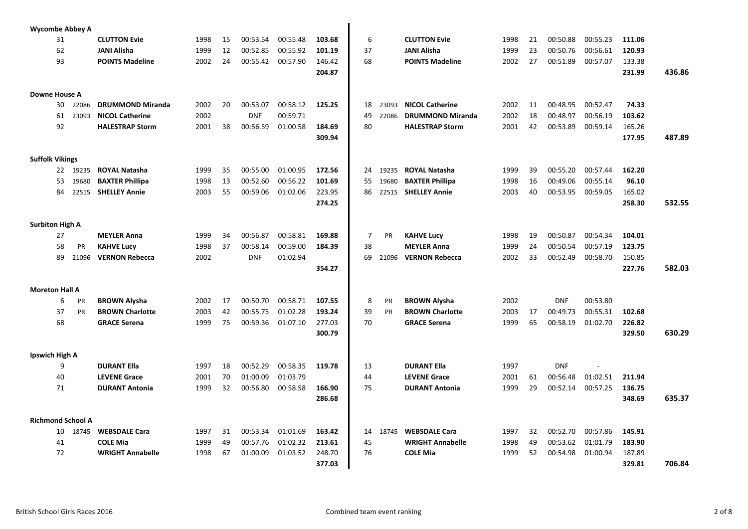**Wycombe Abbey A**

| | | | | | | | | | | | | | | | | | |
|---|---|---|---|---|---|---|---|---|---|---|---|---|---|---|---|---|---|
| 31 | | CLUTTON Evie | 1998 | 15 | 00:53.54 | 00:55.48 | 103.68 | 6 | | CLUTTON Evie | 1998 | 21 | 00:50.88 | 00:55.23 | 111.06 | | |
| 62 | | JANI Alisha | 1999 | 12 | 00:52.85 | 00:55.92 | 101.19 | 37 | | JANI Alisha | 1999 | 23 | 00:50.76 | 00:56.61 | 120.93 | | |
| 93 | | POINTS Madeline | 2002 | 24 | 00:55.42 | 00:57.90 | 146.42 | 68 | | POINTS Madeline | 2002 | 27 | 00:51.89 | 00:57.07 | 133.38 | | |
| | | | | | | | 204.87 | | | | | | | | 231.99 | 436.86 | |

**Downe House A**

| | | | | | | | | | | | | | | | | |
|---|---|---|---|---|---|---|---|---|---|---|---|---|---|---|---|---|
| 30 | 22086 | DRUMMOND Miranda | 2002 | 20 | 00:53.07 | 00:58.12 | 125.25 | 18 | 23093 | NICOL Catherine | 2002 | 11 | 00:48.95 | 00:52.47 | 74.33 | |
| 61 | 23093 | NICOL Catherine | 2002 | | DNF | 00:59.71 | | 49 | 22086 | DRUMMOND Miranda | 2002 | 18 | 00:48.97 | 00:56.19 | 103.62 | |
| 92 | | HALESTRAP Storm | 2001 | 38 | 00:56.59 | 01:00.58 | 184.69 | 80 | | HALESTRAP Storm | 2001 | 42 | 00:53.89 | 00:59.14 | 165.26 | |
| | | | | | | | 309.94 | | | | | | | | 177.95 | 487.89 |

**Suffolk Vikings**

| | | | | | | | | | | | | | | | | |
|---|---|---|---|---|---|---|---|---|---|---|---|---|---|---|---|---|
| 22 | 19235 | ROYAL Natasha | 1999 | 35 | 00:55.00 | 01:00.95 | 172.56 | 24 | 19235 | ROYAL Natasha | 1999 | 39 | 00:55.20 | 00:57.44 | 162.20 | |
| 53 | 19680 | BAXTER Phillipa | 1998 | 13 | 00:52.60 | 00:56.22 | 101.69 | 55 | 19680 | BAXTER Phillipa | 1998 | 16 | 00:49.06 | 00:55.14 | 96.10 | |
| 84 | 22515 | SHELLEY Annie | 2003 | 55 | 00:59.06 | 01:02.06 | 223.95 | 86 | 22515 | SHELLEY Annie | 2003 | 40 | 00:53.95 | 00:59.05 | 165.02 | |
| | | | | | | | 274.25 | | | | | | | | 258.30 | 532.55 |

**Surbiton High A**

| | | | | | | | | | | | | | | | | |
|---|---|---|---|---|---|---|---|---|---|---|---|---|---|---|---|---|
| 27 | | MEYLER Anna | 1999 | 34 | 00:56.87 | 00:58.81 | 169.88 | 7 | PR | KAHVE Lucy | 1998 | 19 | 00:50.87 | 00:54.34 | 104.01 | |
| 58 | PR | KAHVE Lucy | 1998 | 37 | 00:58.14 | 00:59.00 | 184.39 | 38 | | MEYLER Anna | 1999 | 24 | 00:50.54 | 00:57.19 | 123.75 | |
| 89 | 21096 | VERNON Rebecca | 2002 | | DNF | 01:02.94 | | 69 | 21096 | VERNON Rebecca | 2002 | 33 | 00:52.49 | 00:58.70 | 150.85 | |
| | | | | | | | 354.27 | | | | | | | | 227.76 | 582.03 |

**Moreton Hall A**

| | | | | | | | | | | | | | | | | |
|---|---|---|---|---|---|---|---|---|---|---|---|---|---|---|---|---|
| 6 | PR | BROWN Alysha | 2002 | 17 | 00:50.70 | 00:58.71 | 107.55 | 8 | PR | BROWN Alysha | 2002 | | DNF | 00:53.80 | | |
| 37 | PR | BROWN Charlotte | 2003 | 42 | 00:55.75 | 01:02.28 | 193.24 | 39 | PR | BROWN Charlotte | 2003 | 17 | 00:49.73 | 00:55.31 | 102.68 | |
| 68 | | GRACE Serena | 1999 | 75 | 00:59.36 | 01:07.10 | 277.03 | 70 | | GRACE Serena | 1999 | 65 | 00:58.19 | 01:02.70 | 226.82 | |
| | | | | | | | 300.79 | | | | | | | | 329.50 | 630.29 |

**Ipswich High A**

| | | | | | | | | | | | | | | | | |
|---|---|---|---|---|---|---|---|---|---|---|---|---|---|---|---|---|
| 9 | | DURANT Ella | 1997 | 18 | 00:52.29 | 00:58.35 | 119.78 | 13 | | DURANT Ella | 1997 | | DNF | - | | |
| 40 | | LEVENE Grace | 2001 | 70 | 01:00.09 | 01:03.79 | | 44 | | LEVENE Grace | 2001 | 61 | 00:56.48 | 01:02.51 | 211.94 | |
| 71 | | DURANT Antonia | 1999 | 32 | 00:56.80 | 00:58.58 | 166.90 | 75 | | DURANT Antonia | 1999 | 29 | 00:52.14 | 00:57.25 | 136.75 | |
| | | | | | | | 286.68 | | | | | | | | 348.69 | 635.37 |

**Richmond School A**

| | | | | | | | | | | | | | | | | |
|---|---|---|---|---|---|---|---|---|---|---|---|---|---|---|---|---|
| 10 | 18745 | WEBSDALE Cara | 1997 | 31 | 00:53.34 | 01:01.69 | 163.42 | 14 | 18745 | WEBSDALE Cara | 1997 | 32 | 00:52.70 | 00:57.86 | 145.91 | |
| 41 | | COLE Mia | 1999 | 49 | 00:57.76 | 01:02.32 | 213.61 | 45 | | WRIGHT Annabelle | 1998 | 49 | 00:53.62 | 01:01.79 | 183.90 | |
| 72 | | WRIGHT Annabelle | 1998 | 67 | 01:00.09 | 01:03.52 | 248.70 | 76 | | COLE Mia | 1999 | 52 | 00:54.98 | 01:00.94 | 187.89 | |
| | | | | | | | 377.03 | | | | | | | | 329.81 | 706.84 |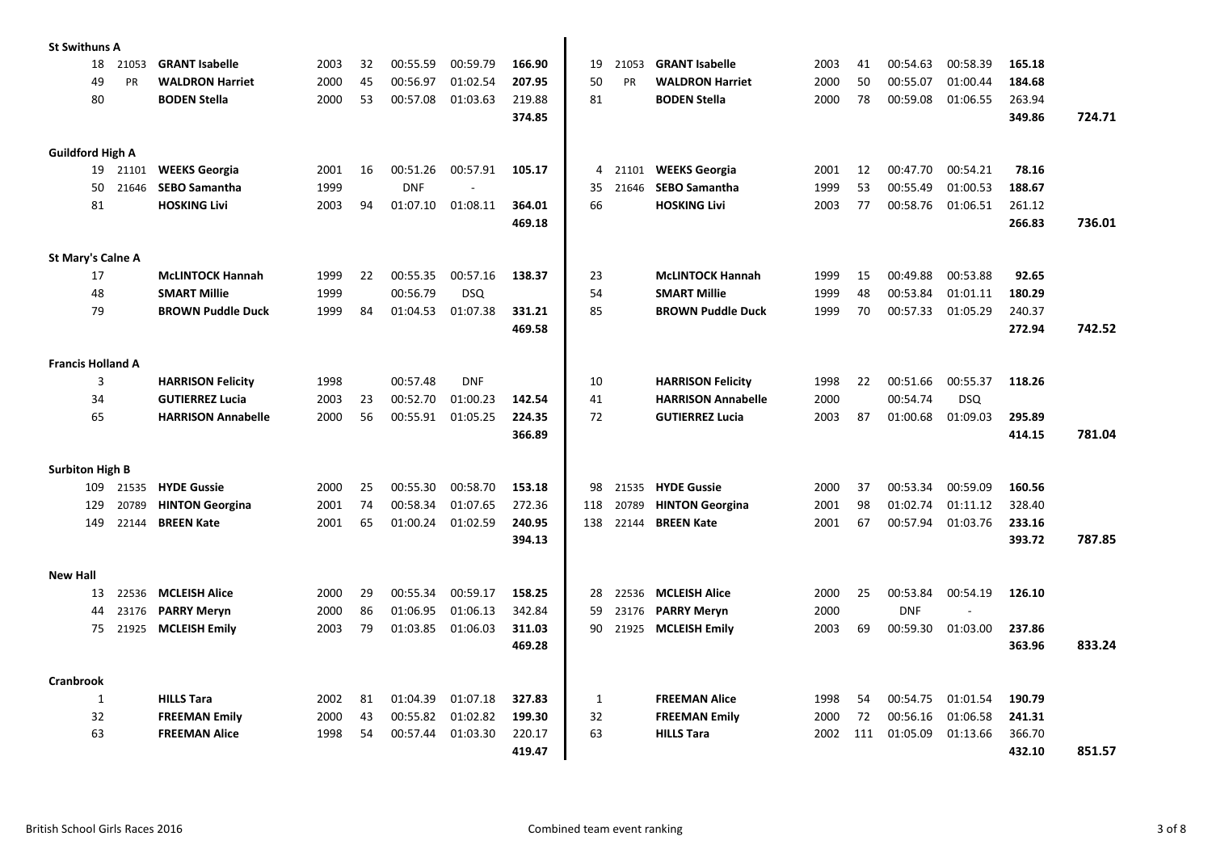| Team | | | | | | | | Total | | | | | | | | | | Total | Combined |
|---|---|---|---|---|---|---|---|---|---|---|---|---|---|---|---|---|---|---|---|
| **St Swithuns A** | | | | | | | | | | | | | | | | | | | |
| 18 | 21053 | **GRANT Isabelle** | 2003 | 32 | 00:55.59 | 00:59.79 | **166.90** | | 19 | 21053 | **GRANT Isabelle** | 2003 | 41 | 00:54.63 | 00:58.39 | **165.18** | | | |
| 49 | PR | **WALDRON Harriet** | 2000 | 45 | 00:56.97 | 01:02.54 | **207.95** | | 50 | PR | **WALDRON Harriet** | 2000 | 50 | 00:55.07 | 01:00.44 | **184.68** | | | |
| 80 | | **BODEN Stella** | 2000 | 53 | 00:57.08 | 01:03.63 | 219.88 | | 81 | | **BODEN Stella** | 2000 | 78 | 00:59.08 | 01:06.55 | 263.94 | | | |
| | | | | | | | **374.85** | | | | | | | | | **349.86** | | | **724.71** |
| **Guildford High A** | | | | | | | | | | | | | | | | | | | |
| 19 | 21101 | **WEEKS Georgia** | 2001 | 16 | 00:51.26 | 00:57.91 | **105.17** | | 4 | 21101 | **WEEKS Georgia** | 2001 | 12 | 00:47.70 | 00:54.21 | **78.16** | | | |
| 50 | 21646 | **SEBO Samantha** | 1999 | | DNF | - | | | 35 | 21646 | **SEBO Samantha** | 1999 | 53 | 00:55.49 | 01:00.53 | **188.67** | | | |
| 81 | | **HOSKING Livi** | 2003 | 94 | 01:07.10 | 01:08.11 | **364.01** | | 66 | | **HOSKING Livi** | 2003 | 77 | 00:58.76 | 01:06.51 | 261.12 | | | |
| | | | | | | | **469.18** | | | | | | | | | **266.83** | | | **736.01** |
| **St Mary's Calne A** | | | | | | | | | | | | | | | | | | | |
| 17 | | **McLINTOCK Hannah** | 1999 | 22 | 00:55.35 | 00:57.16 | **138.37** | | 23 | | **McLINTOCK Hannah** | 1999 | 15 | 00:49.88 | 00:53.88 | **92.65** | | | |
| 48 | | **SMART Millie** | 1999 | | 00:56.79 | DSQ | | | 54 | | **SMART Millie** | 1999 | 48 | 00:53.84 | 01:01.11 | **180.29** | | | |
| 79 | | **BROWN Puddle Duck** | 1999 | 84 | 01:04.53 | 01:07.38 | **331.21** | | 85 | | **BROWN Puddle Duck** | 1999 | 70 | 00:57.33 | 01:05.29 | 240.37 | | | |
| | | | | | | | **469.58** | | | | | | | | | **272.94** | | | **742.52** |
| **Francis Holland A** | | | | | | | | | | | | | | | | | | | |
| 3 | | **HARRISON Felicity** | 1998 | | 00:57.48 | DNF | | | 10 | | **HARRISON Felicity** | 1998 | 22 | 00:51.66 | 00:55.37 | **118.26** | | | |
| 34 | | **GUTIERREZ Lucia** | 2003 | 23 | 00:52.70 | 01:00.23 | **142.54** | | 41 | | **HARRISON Annabelle** | 2000 | | 00:54.74 | DSQ | | | | |
| 65 | | **HARRISON Annabelle** | 2000 | 56 | 00:55.91 | 01:05.25 | 224.35 | | 72 | | **GUTIERREZ Lucia** | 2003 | 87 | 01:00.68 | 01:09.03 | **295.89** | | | |
| | | | | | | | **366.89** | | | | | | | | | **414.15** | | | **781.04** |
| **Surbiton High B** | | | | | | | | | | | | | | | | | | | |
| 109 | 21535 | **HYDE Gussie** | 2000 | 25 | 00:55.30 | 00:58.70 | **153.18** | | 98 | 21535 | **HYDE Gussie** | 2000 | 37 | 00:53.34 | 00:59.09 | **160.56** | | | |
| 129 | 20789 | **HINTON Georgina** | 2001 | 74 | 00:58.34 | 01:07.65 | 272.36 | | 118 | 20789 | **HINTON Georgina** | 2001 | 98 | 01:02.74 | 01:11.12 | 328.40 | | | |
| 149 | 22144 | **BREEN Kate** | 2001 | 65 | 01:00.24 | 01:02.59 | **240.95** | | 138 | 22144 | **BREEN Kate** | 2001 | 67 | 00:57.94 | 01:03.76 | **233.16** | | | |
| | | | | | | | **394.13** | | | | | | | | | **393.72** | | | **787.85** |
| **New Hall** | | | | | | | | | | | | | | | | | | | |
| 13 | 22536 | **MCLEISH Alice** | 2000 | 29 | 00:55.34 | 00:59.17 | **158.25** | | 28 | 22536 | **MCLEISH Alice** | 2000 | 25 | 00:53.84 | 00:54.19 | **126.10** | | | |
| 44 | 23176 | **PARRY Meryn** | 2000 | 86 | 01:06.95 | 01:06.13 | 342.84 | | 59 | 23176 | **PARRY Meryn** | 2000 | | DNF | - | | | | |
| 75 | 21925 | **MCLEISH Emily** | 2003 | 79 | 01:03.85 | 01:06.03 | **311.03** | | 90 | 21925 | **MCLEISH Emily** | 2003 | 69 | 00:59.30 | 01:03.00 | **237.86** | | | |
| | | | | | | | **469.28** | | | | | | | | | **363.96** | | | **833.24** |
| **Cranbrook** | | | | | | | | | | | | | | | | | | | |
| 1 | | **HILLS Tara** | 2002 | 81 | 01:04.39 | 01:07.18 | **327.83** | | 1 | | **FREEMAN Alice** | 1998 | 54 | 00:54.75 | 01:01.54 | **190.79** | | | |
| 32 | | **FREEMAN Emily** | 2000 | 43 | 00:55.82 | 01:02.82 | **199.30** | | 32 | | **FREEMAN Emily** | 2000 | 72 | 00:56.16 | 01:06.58 | **241.31** | | | |
| 63 | | **FREEMAN Alice** | 1998 | 54 | 00:57.44 | 01:03.30 | 220.17 | | 63 | | **HILLS Tara** | 2002 | 111 | 01:05.09 | 01:13.66 | 366.70 | | | |
| | | | | | | | **419.47** | | | | | | | | | **432.10** | | | **851.57** |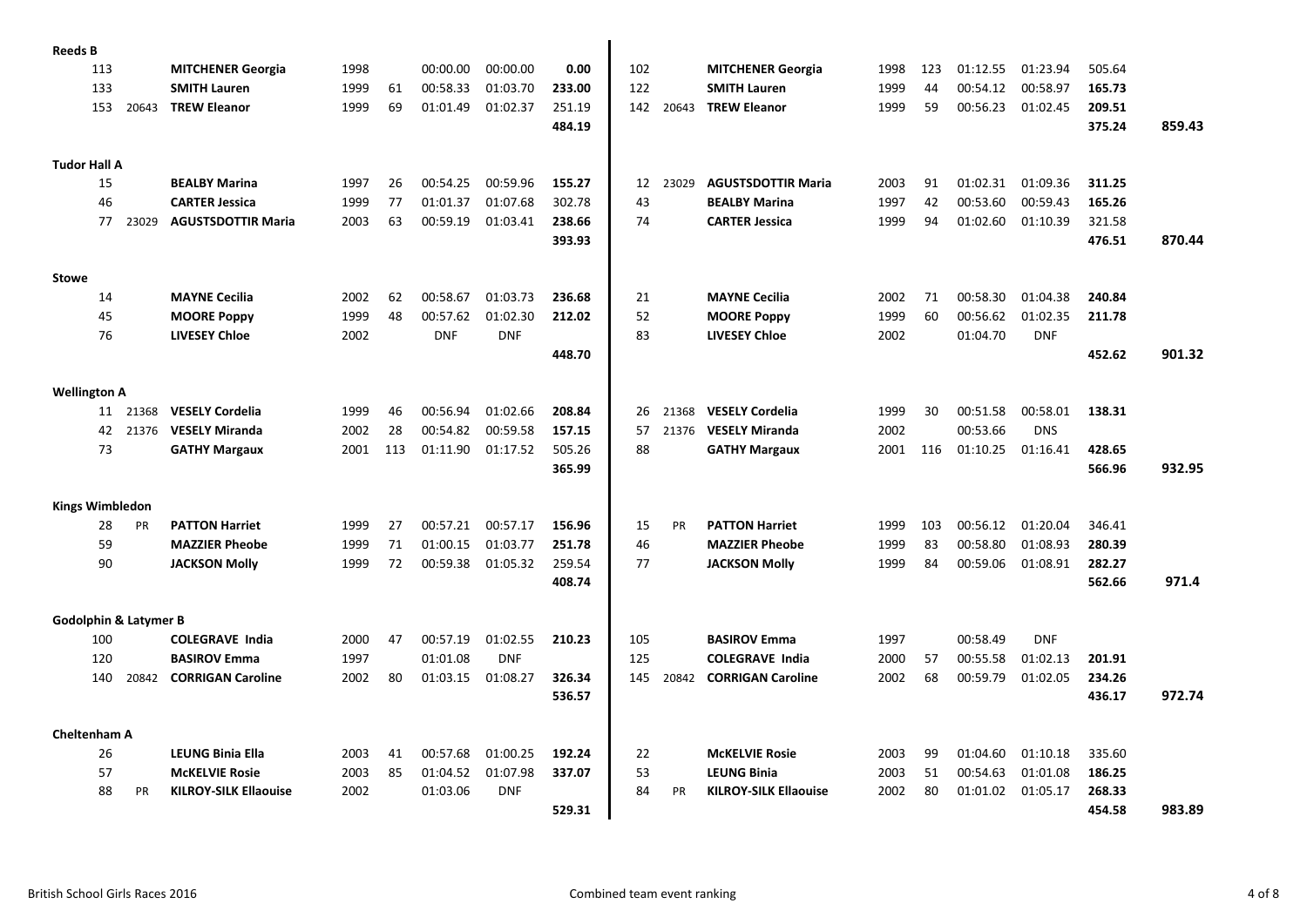| | | | | | | | | | | | | | | | | | | |
|---|---|---|---|---|---|---|---|---|---|---|---|---|---|---|---|---|---|---|
| **Reeds B** | | | | | | | | | | | | | | | | | | |
| 113 | | **MITCHENER Georgia** | 1998 | | 00:00.00 | 00:00.00 | **0.00** | 102 | | **MITCHENER Georgia** | 1998 | 123 | 01:12.55 | 01:23.94 | 505.64 | | | |
| 133 | | **SMITH Lauren** | 1999 | 61 | 00:58.33 | 01:03.70 | **233.00** | 122 | | **SMITH Lauren** | 1999 | 44 | 00:54.12 | 00:58.97 | **165.73** | | | |
| 153 | 20643 | **TREW Eleanor** | 1999 | 69 | 01:01.49 | 01:02.37 | 251.19 | 142 | 20643 | **TREW Eleanor** | 1999 | 59 | 00:56.23 | 01:02.45 | **209.51** | | | |
| | | | | | | | **484.19** | | | | | | | | **375.24** | **859.43** | | |
| **Tudor Hall A** | | | | | | | | | | | | | | | | | | |
| 15 | | **BEALBY Marina** | 1997 | 26 | 00:54.25 | 00:59.96 | **155.27** | 12 | 23029 | **AGUSTSDOTTIR Maria** | 2003 | 91 | 01:02.31 | 01:09.36 | **311.25** | | | |
| 46 | | **CARTER Jessica** | 1999 | 77 | 01:01.37 | 01:07.68 | 302.78 | 43 | | **BEALBY Marina** | 1997 | 42 | 00:53.60 | 00:59.43 | **165.26** | | | |
| 77 | 23029 | **AGUSTSDOTTIR Maria** | 2003 | 63 | 00:59.19 | 01:03.41 | **238.66** | 74 | | **CARTER Jessica** | 1999 | 94 | 01:02.60 | 01:10.39 | 321.58 | | | |
| | | | | | | | **393.93** | | | | | | | | **476.51** | **870.44** | | |
| **Stowe** | | | | | | | | | | | | | | | | | | |
| 14 | | **MAYNE Cecilia** | 2002 | 62 | 00:58.67 | 01:03.73 | **236.68** | 21 | | **MAYNE Cecilia** | 2002 | 71 | 00:58.30 | 01:04.38 | **240.84** | | | |
| 45 | | **MOORE Poppy** | 1999 | 48 | 00:57.62 | 01:02.30 | **212.02** | 52 | | **MOORE Poppy** | 1999 | 60 | 00:56.62 | 01:02.35 | **211.78** | | | |
| 76 | | **LIVESEY Chloe** | 2002 | | DNF | DNF | | 83 | | **LIVESEY Chloe** | 2002 | | 01:04.70 | DNF | | | | |
| | | | | | | | **448.70** | | | | | | | | **452.62** | **901.32** | | |
| **Wellington A** | | | | | | | | | | | | | | | | | | |
| 11 | 21368 | **VESELY Cordelia** | 1999 | 46 | 00:56.94 | 01:02.66 | **208.84** | 26 | 21368 | **VESELY Cordelia** | 1999 | 30 | 00:51.58 | 00:58.01 | **138.31** | | | |
| 42 | 21376 | **VESELY Miranda** | 2002 | 28 | 00:54.82 | 00:59.58 | **157.15** | 57 | 21376 | **VESELY Miranda** | 2002 | | 00:53.66 | DNS | | | | |
| 73 | | **GATHY Margaux** | 2001 | 113 | 01:11.90 | 01:17.52 | 505.26 | 88 | | **GATHY Margaux** | 2001 | 116 | 01:10.25 | 01:16.41 | **428.65** | | | |
| | | | | | | | **365.99** | | | | | | | | **566.96** | **932.95** | | |
| **Kings Wimbledon** | | | | | | | | | | | | | | | | | | |
| 28 | PR | **PATTON Harriet** | 1999 | 27 | 00:57.21 | 00:57.17 | **156.96** | 15 | PR | **PATTON Harriet** | 1999 | 103 | 00:56.12 | 01:20.04 | 346.41 | | | |
| 59 | | **MAZZIER Pheobe** | 1999 | 71 | 01:00.15 | 01:03.77 | **251.78** | 46 | | **MAZZIER Pheobe** | 1999 | 83 | 00:58.80 | 01:08.93 | **280.39** | | | |
| 90 | | **JACKSON Molly** | 1999 | 72 | 00:59.38 | 01:05.32 | 259.54 | 77 | | **JACKSON Molly** | 1999 | 84 | 00:59.06 | 01:08.91 | **282.27** | | | |
| | | | | | | | **408.74** | | | | | | | | **562.66** | **971.4** | | |
| **Godolphin & Latymer B** | | | | | | | | | | | | | | | | | | |
| 100 | | **COLEGRAVE India** | 2000 | 47 | 00:57.19 | 01:02.55 | **210.23** | 105 | | **BASIROV Emma** | 1997 | | 00:58.49 | DNF | | | | |
| 120 | | **BASIROV Emma** | 1997 | | 01:01.08 | DNF | | 125 | | **COLEGRAVE India** | 2000 | 57 | 00:55.58 | 01:02.13 | **201.91** | | | |
| 140 | 20842 | **CORRIGAN Caroline** | 2002 | 80 | 01:03.15 | 01:08.27 | **326.34** | 145 | 20842 | **CORRIGAN Caroline** | 2002 | 68 | 00:59.79 | 01:02.05 | **234.26** | | | |
| | | | | | | | **536.57** | | | | | | | | **436.17** | **972.74** | | |
| **Cheltenham A** | | | | | | | | | | | | | | | | | | |
| 26 | | **LEUNG Binia Ella** | 2003 | 41 | 00:57.68 | 01:00.25 | **192.24** | 22 | | **McKELVIE Rosie** | 2003 | 99 | 01:04.60 | 01:10.18 | 335.60 | | | |
| 57 | | **McKELVIE Rosie** | 2003 | 85 | 01:04.52 | 01:07.98 | **337.07** | 53 | | **LEUNG Binia** | 2003 | 51 | 00:54.63 | 01:01.08 | **186.25** | | | |
| 88 | PR | **KILROY-SILK Ellaouise** | 2002 | | 01:03.06 | DNF | | 84 | PR | **KILROY-SILK Ellaouise** | 2002 | 80 | 01:01.02 | 01:05.17 | **268.33** | | | |
| | | | | | | | **529.31** | | | | | | | | **454.58** | **983.89** | | |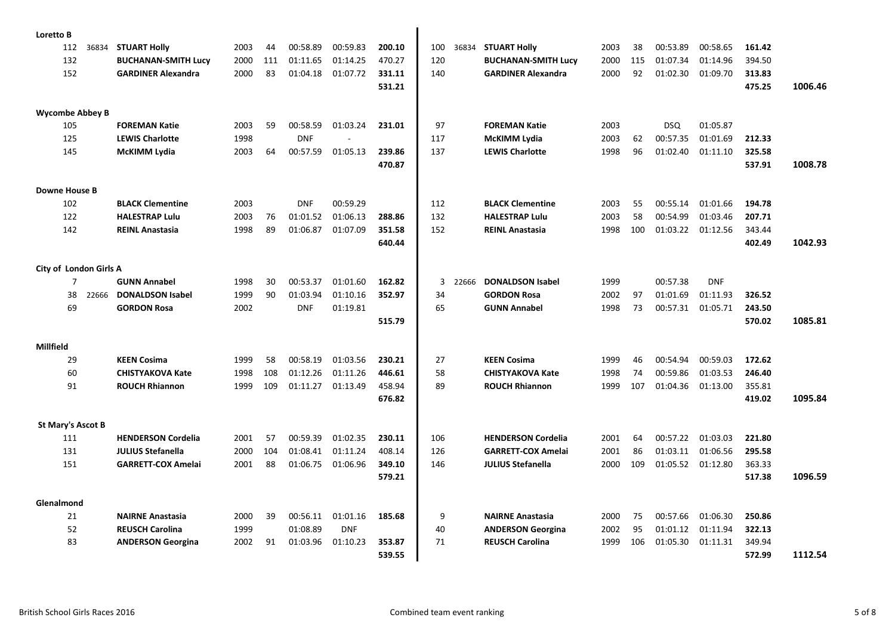| Team / Bib | Code | Name | Year | Rank | Run 1 | Run 2 | Points | Bib | Code | Name | Year | Rank | Run 1 | Run 2 | Points | Total |
|---|---|---|---|---|---|---|---|---|---|---|---|---|---|---|---|---|
| **Loretto B** | | | | | | | | | | | | | | | | |
| 112 | 36834 | **STUART Holly** | 2003 | 44 | 00:58.89 | 00:59.83 | **200.10** | 100 | 36834 | **STUART Holly** | 2003 | 38 | 00:53.89 | 00:58.65 | **161.42** | |
| 132 | | **BUCHANAN-SMITH Lucy** | 2000 | 111 | 01:11.65 | 01:14.25 | 470.27 | 120 | | **BUCHANAN-SMITH Lucy** | 2000 | 115 | 01:07.34 | 01:14.96 | 394.50 | |
| 152 | | **GARDINER Alexandra** | 2000 | 83 | 01:04.18 | 01:07.72 | **331.11** | 140 | | **GARDINER Alexandra** | 2000 | 92 | 01:02.30 | 01:09.70 | **313.83** | |
| | | | | | | | **531.21** | | | | | | | | **475.25** | **1006.46** |
| **Wycombe Abbey B** | | | | | | | | | | | | | | | | |
| 105 | | **FOREMAN Katie** | 2003 | 59 | 00:58.59 | 01:03.24 | **231.01** | 97 | | **FOREMAN Katie** | 2003 | | DSQ | 01:05.87 | | |
| 125 | | **LEWIS Charlotte** | 1998 | | DNF | - | | 117 | | **McKIMM Lydia** | 2003 | 62 | 00:57.35 | 01:01.69 | **212.33** | |
| 145 | | **McKIMM Lydia** | 2003 | 64 | 00:57.59 | 01:05.13 | **239.86** | 137 | | **LEWIS Charlotte** | 1998 | 96 | 01:02.40 | 01:11.10 | **325.58** | |
| | | | | | | | **470.87** | | | | | | | | **537.91** | **1008.78** |
| **Downe House B** | | | | | | | | | | | | | | | | |
| 102 | | **BLACK Clementine** | 2003 | | DNF | 00:59.29 | | 112 | | **BLACK Clementine** | 2003 | 55 | 00:55.14 | 01:01.66 | **194.78** | |
| 122 | | **HALESTRAP Lulu** | 2003 | 76 | 01:01.52 | 01:06.13 | **288.86** | 132 | | **HALESTRAP Lulu** | 2003 | 58 | 00:54.99 | 01:03.46 | **207.71** | |
| 142 | | **REINL Anastasia** | 1998 | 89 | 01:06.87 | 01:07.09 | **351.58** | 152 | | **REINL Anastasia** | 1998 | 100 | 01:03.22 | 01:12.56 | 343.44 | |
| | | | | | | | **640.44** | | | | | | | | **402.49** | **1042.93** |
| **City of London Girls A** | | | | | | | | | | | | | | | | |
| 7 | | **GUNN Annabel** | 1998 | 30 | 00:53.37 | 01:01.60 | **162.82** | 3 | 22666 | **DONALDSON Isabel** | 1999 | | 00:57.38 | DNF | | |
| 38 | 22666 | **DONALDSON Isabel** | 1999 | 90 | 01:03.94 | 01:10.16 | **352.97** | 34 | | **GORDON Rosa** | 2002 | 97 | 01:01.69 | 01:11.93 | **326.52** | |
| 69 | | **GORDON Rosa** | 2002 | | DNF | 01:19.81 | | 65 | | **GUNN Annabel** | 1998 | 73 | 00:57.31 | 01:05.71 | **243.50** | |
| | | | | | | | **515.79** | | | | | | | | **570.02** | **1085.81** |
| **Millfield** | | | | | | | | | | | | | | | | |
| 29 | | **KEEN Cosima** | 1999 | 58 | 00:58.19 | 01:03.56 | **230.21** | 27 | | **KEEN Cosima** | 1999 | 46 | 00:54.94 | 00:59.03 | **172.62** | |
| 60 | | **CHISTYAKOVA Kate** | 1998 | 108 | 01:12.26 | 01:11.26 | **446.61** | 58 | | **CHISTYAKOVA Kate** | 1998 | 74 | 00:59.86 | 01:03.53 | **246.40** | |
| 91 | | **ROUCH Rhiannon** | 1999 | 109 | 01:11.27 | 01:13.49 | 458.94 | 89 | | **ROUCH Rhiannon** | 1999 | 107 | 01:04.36 | 01:13.00 | 355.81 | |
| | | | | | | | **676.82** | | | | | | | | **419.02** | **1095.84** |
| **St Mary's Ascot B** | | | | | | | | | | | | | | | | |
| 111 | | **HENDERSON Cordelia** | 2001 | 57 | 00:59.39 | 01:02.35 | **230.11** | 106 | | **HENDERSON Cordelia** | 2001 | 64 | 00:57.22 | 01:03.03 | **221.80** | |
| 131 | | **JULIUS Stefanella** | 2000 | 104 | 01:08.41 | 01:11.24 | 408.14 | 126 | | **GARRETT-COX Amelai** | 2001 | 86 | 01:03.11 | 01:06.56 | **295.58** | |
| 151 | | **GARRETT-COX Amelai** | 2001 | 88 | 01:06.75 | 01:06.96 | **349.10** | 146 | | **JULIUS Stefanella** | 2000 | 109 | 01:05.52 | 01:12.80 | 363.33 | |
| | | | | | | | **579.21** | | | | | | | | **517.38** | **1096.59** |
| **Glenalmond** | | | | | | | | | | | | | | | | |
| 21 | | **NAIRNE Anastasia** | 2000 | 39 | 00:56.11 | 01:01.16 | **185.68** | 9 | | **NAIRNE Anastasia** | 2000 | 75 | 00:57.66 | 01:06.30 | **250.86** | |
| 52 | | **REUSCH Carolina** | 1999 | | 01:08.89 | DNF | | 40 | | **ANDERSON Georgina** | 2002 | 95 | 01:01.12 | 01:11.94 | **322.13** | |
| 83 | | **ANDERSON Georgina** | 2002 | 91 | 01:03.96 | 01:10.23 | **353.87** | 71 | | **REUSCH Carolina** | 1999 | 106 | 01:05.30 | 01:11.31 | 349.94 | |
| | | | | | | | **539.55** | | | | | | | | **572.99** | **1112.54** |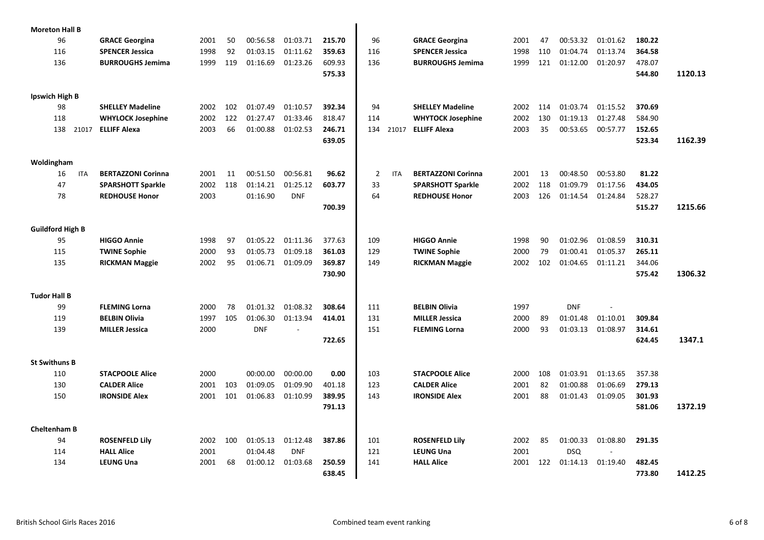| Team / Bib | Code | Name | Year | Rank | Run 1 | Run 2 | Points | Bib | Code | Name | Year | Rank | Run 1 | Run 2 | Points | Total |
|---|---|---|---|---|---|---|---|---|---|---|---|---|---|---|---|---|
| **Moreton Hall B** | | | | | | | | | | | | | | | | |
| 96 | | **GRACE Georgina** | 2001 | 50 | 00:56.58 | 01:03.71 | **215.70** | 96 | | **GRACE Georgina** | 2001 | 47 | 00:53.32 | 01:01.62 | **180.22** | |
| 116 | | **SPENCER Jessica** | 1998 | 92 | 01:03.15 | 01:11.62 | **359.63** | 116 | | **SPENCER Jessica** | 1998 | 110 | 01:04.74 | 01:13.74 | **364.58** | |
| 136 | | **BURROUGHS Jemima** | 1999 | 119 | 01:16.69 | 01:23.26 | 609.93 | 136 | | **BURROUGHS Jemima** | 1999 | 121 | 01:12.00 | 01:20.97 | 478.07 | |
| | | | | | | | **575.33** | | | | | | | | **544.80** | **1120.13** |
| **Ipswich High B** | | | | | | | | | | | | | | | | |
| 98 | | **SHELLEY Madeline** | 2002 | 102 | 01:07.49 | 01:10.57 | **392.34** | 94 | | **SHELLEY Madeline** | 2002 | 114 | 01:03.74 | 01:15.52 | **370.69** | |
| 118 | | **WHYLOCK Josephine** | 2002 | 122 | 01:27.47 | 01:33.46 | 818.47 | 114 | | **WHYTOCK Josephine** | 2002 | 130 | 01:19.13 | 01:27.48 | 584.90 | |
| 138 | 21017 | **ELLIFF Alexa** | 2003 | 66 | 01:00.88 | 01:02.53 | **246.71** | 134 | 21017 | **ELLIFF Alexa** | 2003 | 35 | 00:53.65 | 00:57.77 | **152.65** | |
| | | | | | | | **639.05** | | | | | | | | **523.34** | **1162.39** |
| **Woldingham** | | | | | | | | | | | | | | | | |
| 16 | ITA | **BERTAZZONI Corinna** | 2001 | 11 | 00:51.50 | 00:56.81 | **96.62** | 2 | ITA | **BERTAZZONI Corinna** | 2001 | 13 | 00:48.50 | 00:53.80 | **81.22** | |
| 47 | | **SPARSHOTT Sparkle** | 2002 | 118 | 01:14.21 | 01:25.12 | **603.77** | 33 | | **SPARSHOTT Sparkle** | 2002 | 118 | 01:09.79 | 01:17.56 | **434.05** | |
| 78 | | **REDHOUSE Honor** | 2003 | | 01:16.90 | DNF | | 64 | | **REDHOUSE Honor** | 2003 | 126 | 01:14.54 | 01:24.84 | 528.27 | |
| | | | | | | | **700.39** | | | | | | | | **515.27** | **1215.66** |
| **Guildford High B** | | | | | | | | | | | | | | | | |
| 95 | | **HIGGO Annie** | 1998 | 97 | 01:05.22 | 01:11.36 | 377.63 | 109 | | **HIGGO Annie** | 1998 | 90 | 01:02.96 | 01:08.59 | **310.31** | |
| 115 | | **TWINE Sophie** | 2000 | 93 | 01:05.73 | 01:09.18 | **361.03** | 129 | | **TWINE Sophie** | 2000 | 79 | 01:00.41 | 01:05.37 | **265.11** | |
| 135 | | **RICKMAN Maggie** | 2002 | 95 | 01:06.71 | 01:09.09 | **369.87** | 149 | | **RICKMAN Maggie** | 2002 | 102 | 01:04.65 | 01:11.21 | 344.06 | |
| | | | | | | | **730.90** | | | | | | | | **575.42** | **1306.32** |
| **Tudor Hall B** | | | | | | | | | | | | | | | | |
| 99 | | **FLEMING Lorna** | 2000 | 78 | 01:01.32 | 01:08.32 | **308.64** | 111 | | **BELBIN Olivia** | 1997 | | DNF | - | | |
| 119 | | **BELBIN Olivia** | 1997 | 105 | 01:06.30 | 01:13.94 | **414.01** | 131 | | **MILLER Jessica** | 2000 | 89 | 01:01.48 | 01:10.01 | **309.84** | |
| 139 | | **MILLER Jessica** | 2000 | | DNF | - | | 151 | | **FLEMING Lorna** | 2000 | 93 | 01:03.13 | 01:08.97 | **314.61** | |
| | | | | | | | **722.65** | | | | | | | | **624.45** | **1347.1** |
| **St Swithuns B** | | | | | | | | | | | | | | | | |
| 110 | | **STACPOOLE Alice** | 2000 | | 00:00.00 | 00:00.00 | **0.00** | 103 | | **STACPOOLE Alice** | 2000 | 108 | 01:03.91 | 01:13.65 | 357.38 | |
| 130 | | **CALDER Alice** | 2001 | 103 | 01:09.05 | 01:09.90 | 401.18 | 123 | | **CALDER Alice** | 2001 | 82 | 01:00.88 | 01:06.69 | **279.13** | |
| 150 | | **IRONSIDE Alex** | 2001 | 101 | 01:06.83 | 01:10.99 | **389.95** | 143 | | **IRONSIDE Alex** | 2001 | 88 | 01:01.43 | 01:09.05 | **301.93** | |
| | | | | | | | **791.13** | | | | | | | | **581.06** | **1372.19** |
| **Cheltenham B** | | | | | | | | | | | | | | | | |
| 94 | | **ROSENFELD Lily** | 2002 | 100 | 01:05.13 | 01:12.48 | **387.86** | 101 | | **ROSENFELD Lily** | 2002 | 85 | 01:00.33 | 01:08.80 | **291.35** | |
| 114 | | **HALL Alice** | 2001 | | 01:04.48 | DNF | | 121 | | **LEUNG Una** | 2001 | | DSQ | - | | |
| 134 | | **LEUNG Una** | 2001 | 68 | 01:00.12 | 01:03.68 | **250.59** | 141 | | **HALL Alice** | 2001 | 122 | 01:14.13 | 01:19.40 | **482.45** | |
| | | | | | | | **638.45** | | | | | | | | **773.80** | **1412.25** |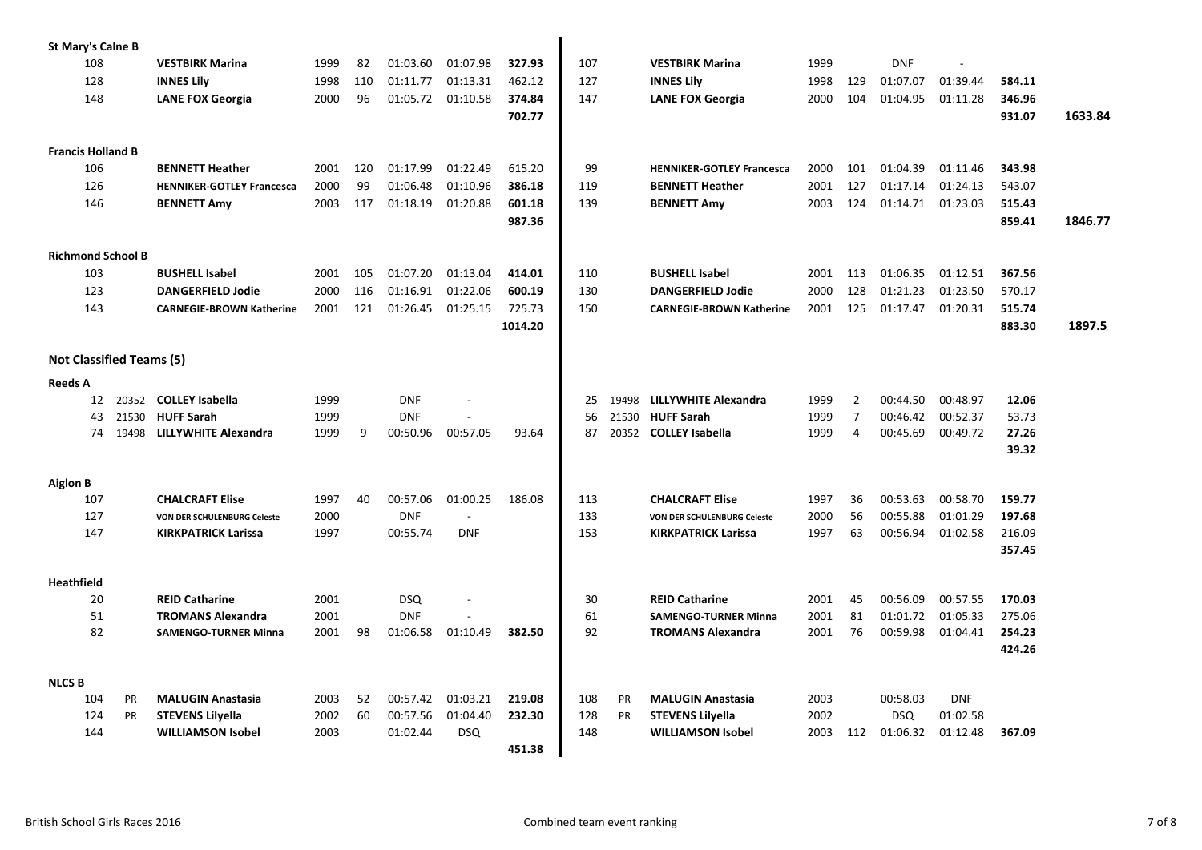| | | | | | | | | | | | | | | | | | | | |
|---|---|---|---|---|---|---|---|---|---|---|---|---|---|---|---|---|---|---|---|
| **St Mary's Calne B** | | | | | | | | | | | | | | | | | | | |
| 108 | | **VESTBIRK Marina** | 1999 | 82 | 01:03.60 | 01:07.98 | **327.93** | 107 | | **VESTBIRK Marina** | 1999 | | DNF | - | | |
| 128 | | **INNES Lily** | 1998 | 110 | 01:11.77 | 01:13.31 | 462.12 | 127 | | **INNES Lily** | 1998 | 129 | 01:07.07 | 01:39.44 | **584.11** | |
| 148 | | **LANE FOX Georgia** | 2000 | 96 | 01:05.72 | 01:10.58 | **374.84** | 147 | | **LANE FOX Georgia** | 2000 | 104 | 01:04.95 | 01:11.28 | **346.96** | |
| | | | | | | | **702.77** | | | | | | | | **931.07** | **1633.84** |
| **Francis Holland B** | | | | | | | | | | | | | | | | |
| 106 | | **BENNETT Heather** | 2001 | 120 | 01:17.99 | 01:22.49 | 615.20 | 99 | | **HENNIKER-GOTLEY Francesca** | 2000 | 101 | 01:04.39 | 01:11.46 | **343.98** | |
| 126 | | **HENNIKER-GOTLEY Francesca** | 2000 | 99 | 01:06.48 | 01:10.96 | **386.18** | 119 | | **BENNETT Heather** | 2001 | 127 | 01:17.14 | 01:24.13 | 543.07 | |
| 146 | | **BENNETT Amy** | 2003 | 117 | 01:18.19 | 01:20.88 | **601.18** | 139 | | **BENNETT Amy** | 2003 | 124 | 01:14.71 | 01:23.03 | **515.43** | |
| | | | | | | | **987.36** | | | | | | | | **859.41** | **1846.77** |
| **Richmond School B** | | | | | | | | | | | | | | | | |
| 103 | | **BUSHELL Isabel** | 2001 | 105 | 01:07.20 | 01:13.04 | **414.01** | 110 | | **BUSHELL Isabel** | 2001 | 113 | 01:06.35 | 01:12.51 | **367.56** | |
| 123 | | **DANGERFIELD Jodie** | 2000 | 116 | 01:16.91 | 01:22.06 | **600.19** | 130 | | **DANGERFIELD Jodie** | 2000 | 128 | 01:21.23 | 01:23.50 | 570.17 | |
| 143 | | **CARNEGIE-BROWN Katherine** | 2001 | 121 | 01:26.45 | 01:25.15 | 725.73 | 150 | | **CARNEGIE-BROWN Katherine** | 2001 | 125 | 01:17.47 | 01:20.31 | **515.74** | |
| | | | | | | | **1014.20** | | | | | | | | **883.30** | **1897.5** |
| **Not Classified Teams (5)** | | | | | | | | | | | | | | | | |
| **Reeds A** | | | | | | | | | | | | | | | | |
| 12 | 20352 | **COLLEY Isabella** | 1999 | | DNF | - | | 25 | 19498 | **LILLYWHITE Alexandra** | 1999 | 2 | 00:44.50 | 00:48.97 | **12.06** | |
| 43 | 21530 | **HUFF Sarah** | 1999 | | DNF | - | | 56 | 21530 | **HUFF Sarah** | 1999 | 7 | 00:46.42 | 00:52.37 | 53.73 | |
| 74 | 19498 | **LILLYWHITE Alexandra** | 1999 | 9 | 00:50.96 | 00:57.05 | 93.64 | 87 | 20352 | **COLLEY Isabella** | 1999 | 4 | 00:45.69 | 00:49.72 | **27.26** | |
| | | | | | | | | | | | | | | | **39.32** | |
| **Aiglon B** | | | | | | | | | | | | | | | | |
| 107 | | **CHALCRAFT Elise** | 1997 | 40 | 00:57.06 | 01:00.25 | 186.08 | 113 | | **CHALCRAFT Elise** | 1997 | 36 | 00:53.63 | 00:58.70 | **159.77** | |
| 127 | | **VON DER SCHULENBURG Celeste** | 2000 | | DNF | - | | 133 | | **VON DER SCHULENBURG Celeste** | 2000 | 56 | 00:55.88 | 01:01.29 | **197.68** | |
| 147 | | **KIRKPATRICK Larissa** | 1997 | | 00:55.74 | DNF | | 153 | | **KIRKPATRICK Larissa** | 1997 | 63 | 00:56.94 | 01:02.58 | 216.09 | |
| | | | | | | | | | | | | | | | **357.45** | |
| **Heathfield** | | | | | | | | | | | | | | | | |
| 20 | | **REID Catharine** | 2001 | | DSQ | - | | 30 | | **REID Catharine** | 2001 | 45 | 00:56.09 | 00:57.55 | **170.03** | |
| 51 | | **TROMANS Alexandra** | 2001 | | DNF | - | | 61 | | **SAMENGO-TURNER Minna** | 2001 | 81 | 01:01.72 | 01:05.33 | 275.06 | |
| 82 | | **SAMENGO-TURNER Minna** | 2001 | 98 | 01:06.58 | 01:10.49 | **382.50** | 92 | | **TROMANS Alexandra** | 2001 | 76 | 00:59.98 | 01:04.41 | **254.23** | |
| | | | | | | | | | | | | | | | **424.26** | |
| **NLCS B** | | | | | | | | | | | | | | | | |
| 104 | PR | **MALUGIN Anastasia** | 2003 | 52 | 00:57.42 | 01:03.21 | **219.08** | 108 | PR | **MALUGIN Anastasia** | 2003 | | 00:58.03 | DNF | | |
| 124 | PR | **STEVENS Lilyella** | 2002 | 60 | 00:57.56 | 01:04.40 | **232.30** | 128 | PR | **STEVENS Lilyella** | 2002 | | DSQ | 01:02.58 | | |
| 144 | | **WILLIAMSON Isobel** | 2003 | | 01:02.44 | DSQ | | 148 | | **WILLIAMSON Isobel** | 2003 | 112 | 01:06.32 | 01:12.48 | **367.09** | |
| | | | | | | | **451.38** | | | | | | | | | |

British School Girls Races 2016 — Combined team event ranking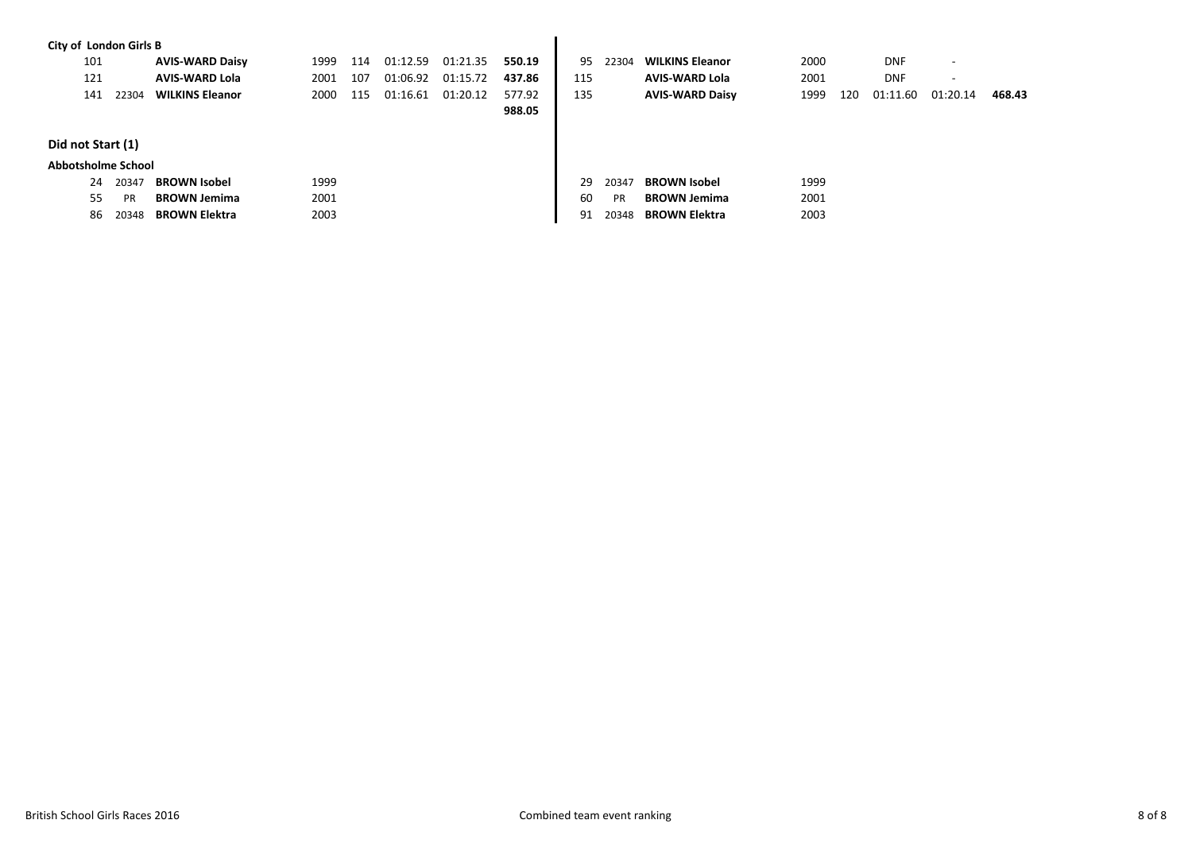**City of London Girls B**

| | | | | | | | | | | | | | | | | | |
|---|---|---|---|---|---|---|---|---|---|---|---|---|---|---|---|---|---|
| 101 | | **AVIS-WARD Daisy** | 1999 | 114 | 01:12.59 | 01:21.35 | **550.19** | 95 | 22304 | **WILKINS Eleanor** | 2000 | | DNF | - | |
| 121 | | **AVIS-WARD Lola** | 2001 | 107 | 01:06.92 | 01:15.72 | **437.86** | 115 | | **AVIS-WARD Lola** | 2001 | | DNF | - | |
| 141 | 22304 | **WILKINS Eleanor** | 2000 | 115 | 01:16.61 | 01:20.12 | 577.92 | 135 | | **AVIS-WARD Daisy** | 1999 | 120 | 01:11.60 | 01:20.14 | **468.43** |
| | | | | | | | **988.05** | | | | | | | | |

## Did not Start (1)

**Abbotsholme School**

| | | | | | | | |
|---|---|---|---|---|---|---|---|
| 24 | 20347 | **BROWN Isobel** | 1999 | 29 | 20347 | **BROWN Isobel** | 1999 |
| 55 | PR | **BROWN Jemima** | 2001 | 60 | PR | **BROWN Jemima** | 2001 |
| 86 | 20348 | **BROWN Elektra** | 2003 | 91 | 20348 | **BROWN Elektra** | 2003 |